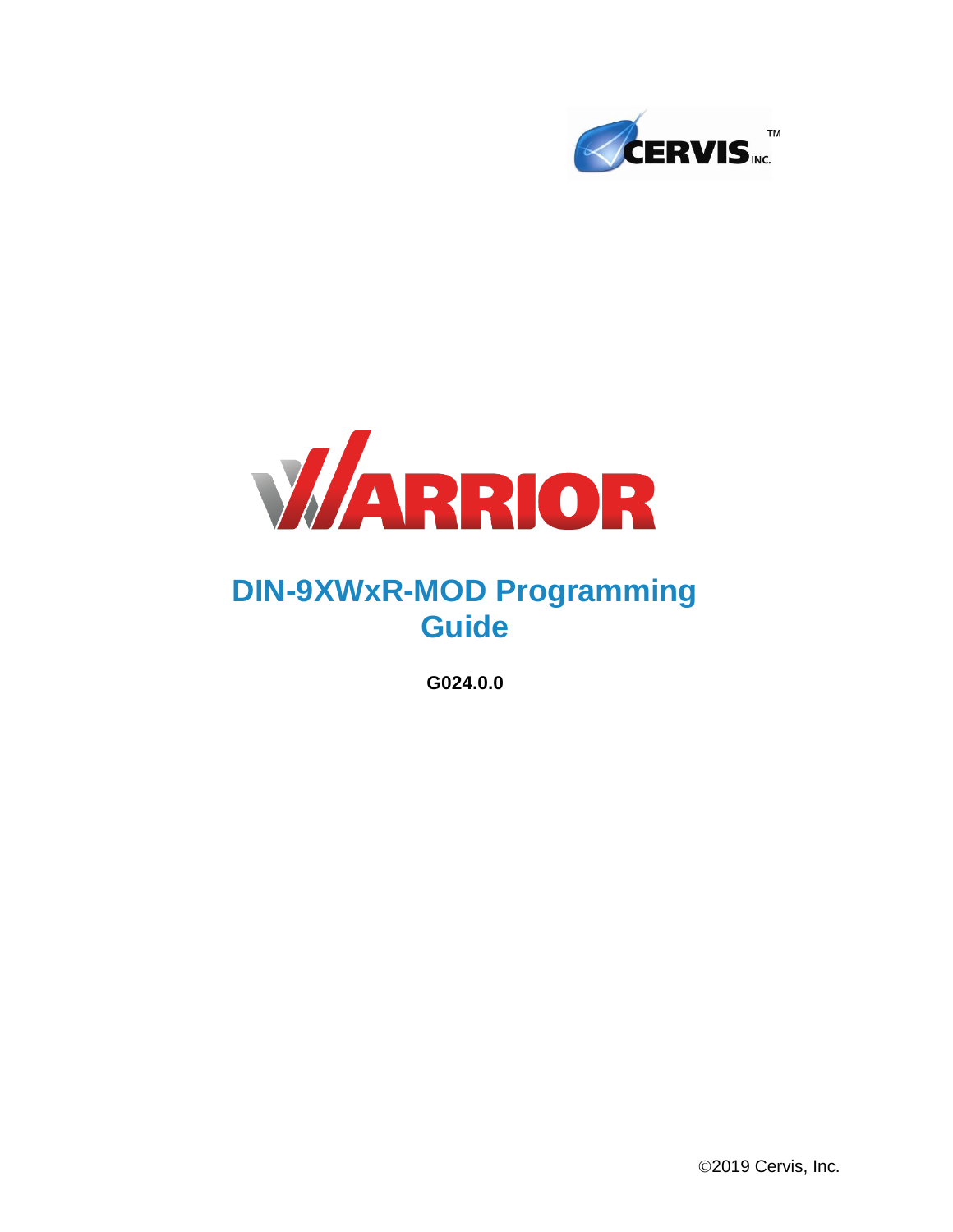# DIN-9XWxR-MOD Programming Guide

**G024.0.0**

©2019 Cervis, Inc.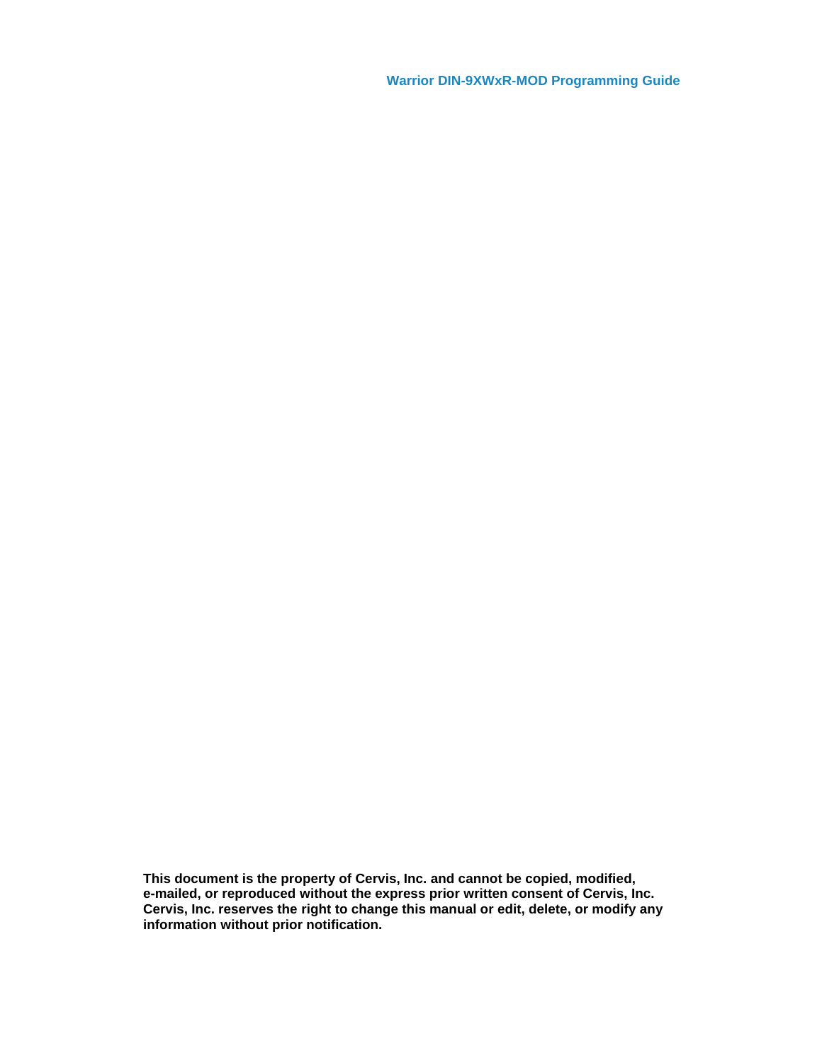**This document is the property of Cervis, Inc. and cannot be copied, modified, e-mailed, or reproduced without the express prior written consent of Cervis, Inc. Cervis, Inc. reserves the right to change this manual or edit, delete, or modify any information without prior notification.**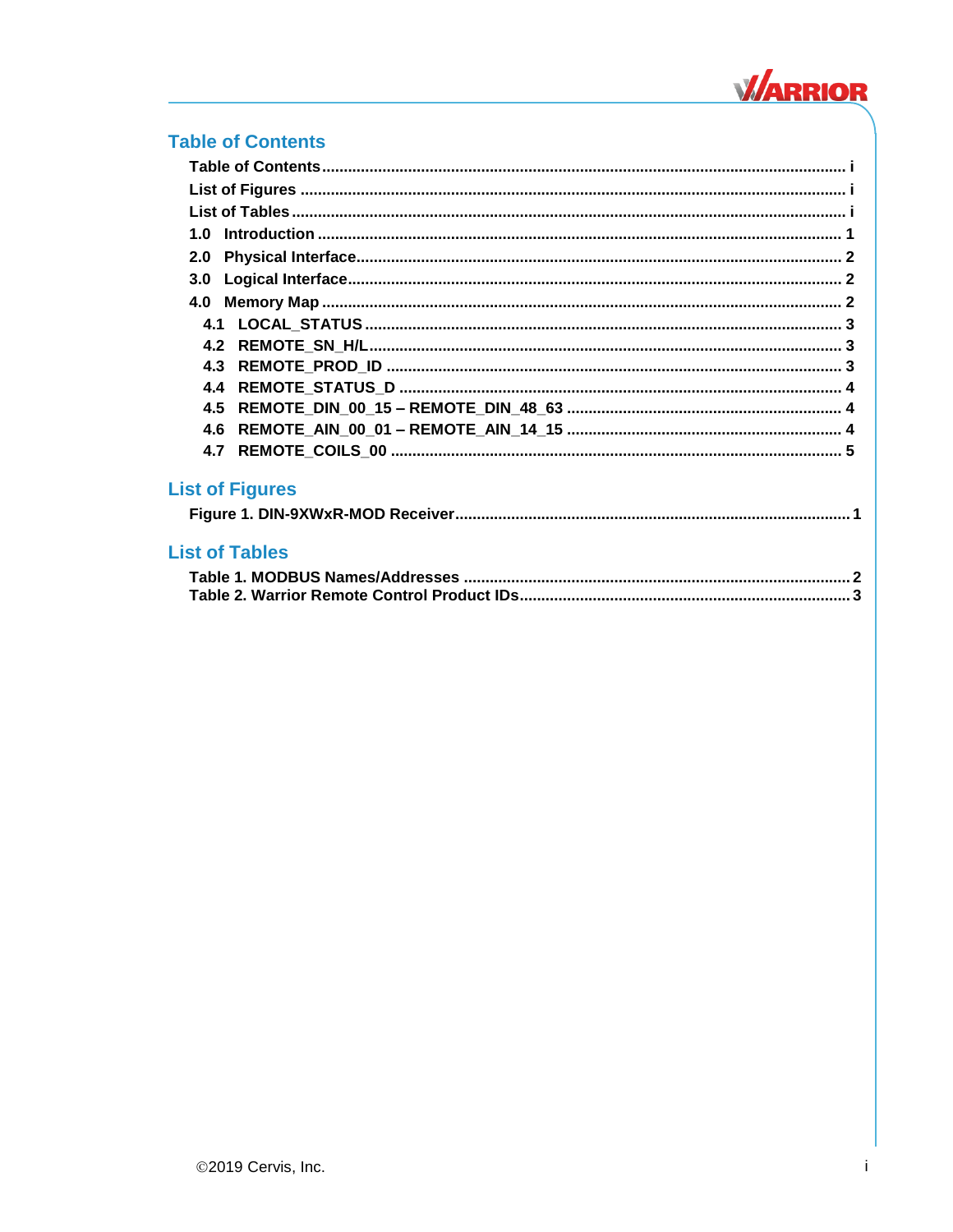## Table of Contents

- Table of Contents ........ i
- List of Figures ........ i
- List of Tables ........ i
- 1.0 Introduction ........ 1
- 2.0 Physical Interface ........ 2
- 3.0 Logical Interface ........ 2
- 4.0 Memory Map ........ 2
  - 4.1 LOCAL_STATUS ........ 3
  - 4.2 REMOTE_SN_H/L ........ 3
  - 4.3 REMOTE_PROD_ID ........ 3
  - 4.4 REMOTE_STATUS_D ........ 4
  - 4.5 REMOTE_DIN_00_15 – REMOTE_DIN_48_63 ........ 4
  - 4.6 REMOTE_AIN_00_01 – REMOTE_AIN_14_15 ........ 4
  - 4.7 REMOTE_COILS_00 ........ 5

## List of Figures

- Figure 1. DIN-9XWxR-MOD Receiver ........ 1

## List of Tables

- Table 1. MODBUS Names/Addresses ........ 2
- Table 2. Warrior Remote Control Product IDs ........ 3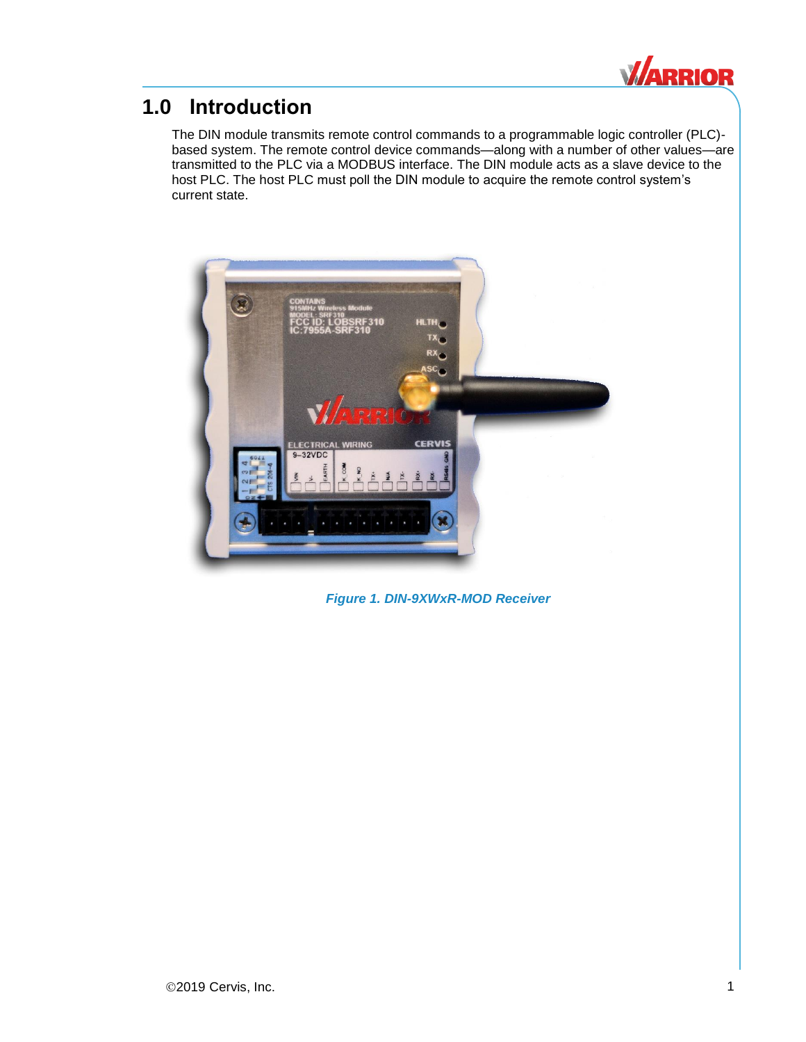# 1.0 Introduction

The DIN module transmits remote control commands to a programmable logic controller (PLC)-based system. The remote control device commands—along with a number of other values—are transmitted to the PLC via a MODBUS interface. The DIN module acts as a slave device to the host PLC. The host PLC must poll the DIN module to acquire the remote control system's current state.

*Figure 1. DIN-9XWxR-MOD Receiver*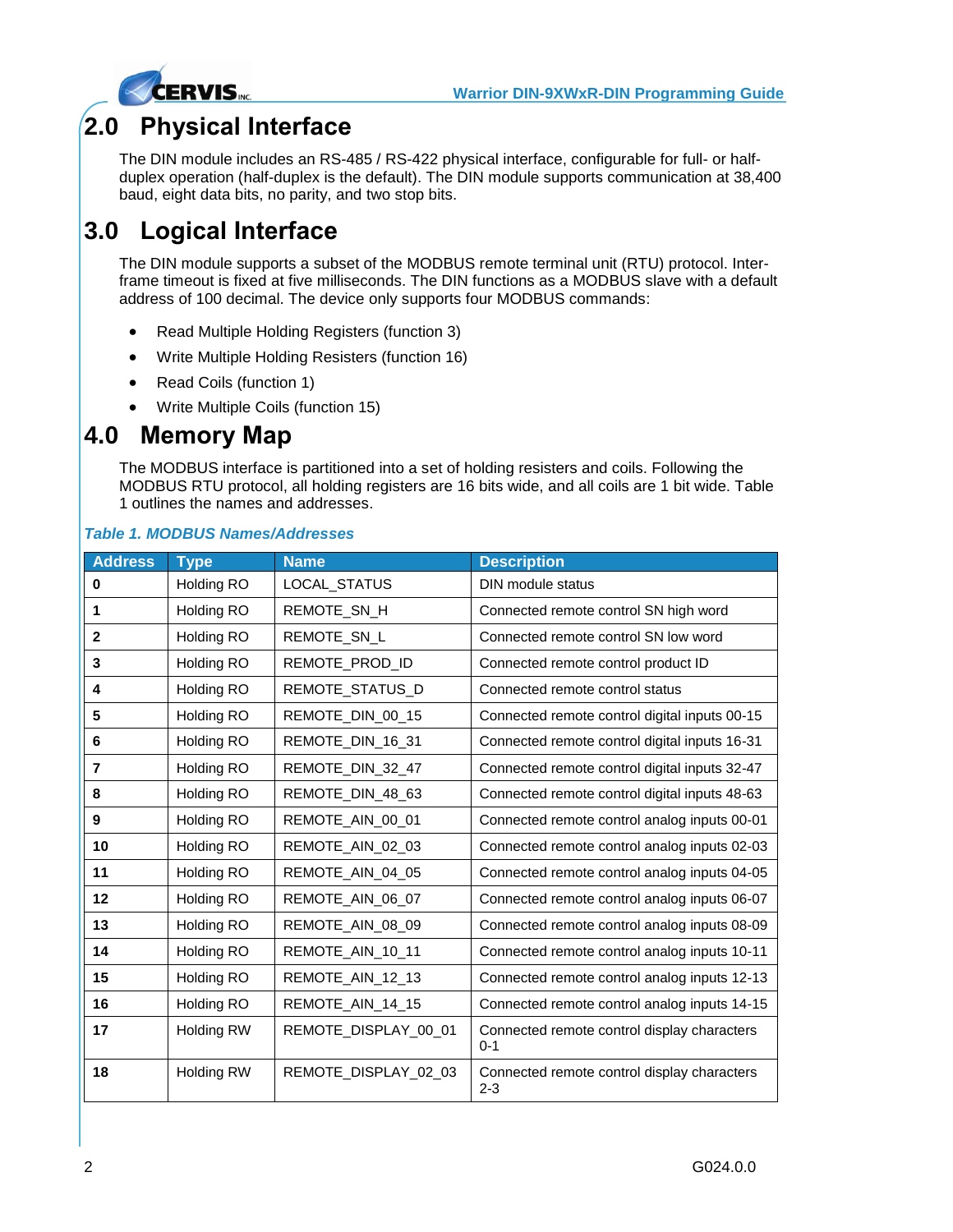## 2.0 Physical Interface

The DIN module includes an RS-485 / RS-422 physical interface, configurable for full- or half-duplex operation (half-duplex is the default). The DIN module supports communication at 38,400 baud, eight data bits, no parity, and two stop bits.

## 3.0 Logical Interface

The DIN module supports a subset of the MODBUS remote terminal unit (RTU) protocol. Inter-frame timeout is fixed at five milliseconds. The DIN functions as a MODBUS slave with a default address of 100 decimal. The device only supports four MODBUS commands:

- Read Multiple Holding Registers (function 3)
- Write Multiple Holding Resisters (function 16)
- Read Coils (function 1)
- Write Multiple Coils (function 15)

## 4.0 Memory Map

The MODBUS interface is partitioned into a set of holding resisters and coils. Following the MODBUS RTU protocol, all holding registers are 16 bits wide, and all coils are 1 bit wide. Table 1 outlines the names and addresses.

*Table 1. MODBUS Names/Addresses*

| Address | Type | Name | Description |
|---|---|---|---|
| **0** | Holding RO | LOCAL_STATUS | DIN module status |
| **1** | Holding RO | REMOTE_SN_H | Connected remote control SN high word |
| **2** | Holding RO | REMOTE_SN_L | Connected remote control SN low word |
| **3** | Holding RO | REMOTE_PROD_ID | Connected remote control product ID |
| **4** | Holding RO | REMOTE_STATUS_D | Connected remote control status |
| **5** | Holding RO | REMOTE_DIN_00_15 | Connected remote control digital inputs 00-15 |
| **6** | Holding RO | REMOTE_DIN_16_31 | Connected remote control digital inputs 16-31 |
| **7** | Holding RO | REMOTE_DIN_32_47 | Connected remote control digital inputs 32-47 |
| **8** | Holding RO | REMOTE_DIN_48_63 | Connected remote control digital inputs 48-63 |
| **9** | Holding RO | REMOTE_AIN_00_01 | Connected remote control analog inputs 00-01 |
| **10** | Holding RO | REMOTE_AIN_02_03 | Connected remote control analog inputs 02-03 |
| **11** | Holding RO | REMOTE_AIN_04_05 | Connected remote control analog inputs 04-05 |
| **12** | Holding RO | REMOTE_AIN_06_07 | Connected remote control analog inputs 06-07 |
| **13** | Holding RO | REMOTE_AIN_08_09 | Connected remote control analog inputs 08-09 |
| **14** | Holding RO | REMOTE_AIN_10_11 | Connected remote control analog inputs 10-11 |
| **15** | Holding RO | REMOTE_AIN_12_13 | Connected remote control analog inputs 12-13 |
| **16** | Holding RO | REMOTE_AIN_14_15 | Connected remote control analog inputs 14-15 |
| **17** | Holding RW | REMOTE_DISPLAY_00_01 | Connected remote control display characters 0-1 |
| **18** | Holding RW | REMOTE_DISPLAY_02_03 | Connected remote control display characters 2-3 |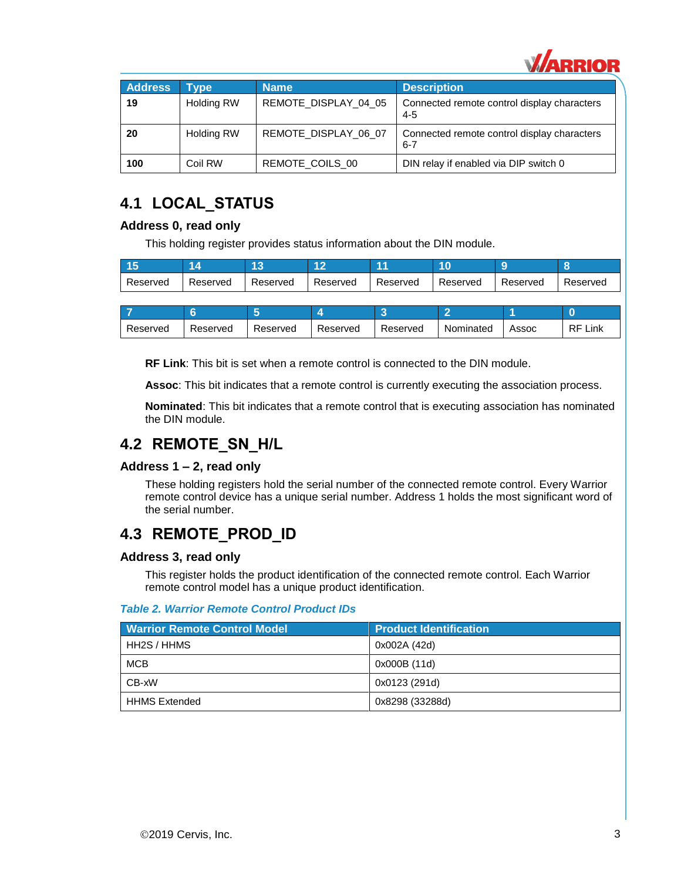| Address | Type | Name | Description |
|---|---|---|---|
| **19** | Holding RW | REMOTE_DISPLAY_04_05 | Connected remote control display characters 4-5 |
| **20** | Holding RW | REMOTE_DISPLAY_06_07 | Connected remote control display characters 6-7 |
| **100** | Coil RW | REMOTE_COILS_00 | DIN relay if enabled via DIP switch 0 |

## 4.1 LOCAL_STATUS

### Address 0, read only

This holding register provides status information about the DIN module.

| 15 | 14 | 13 | 12 | 11 | 10 | 9 | 8 |
|---|---|---|---|---|---|---|---|
| Reserved | Reserved | Reserved | Reserved | Reserved | Reserved | Reserved | Reserved |

| 7 | 6 | 5 | 4 | 3 | 2 | 1 | 0 |
|---|---|---|---|---|---|---|---|
| Reserved | Reserved | Reserved | Reserved | Reserved | Nominated | Assoc | RF Link |

**RF Link**: This bit is set when a remote control is connected to the DIN module.

**Assoc**: This bit indicates that a remote control is currently executing the association process.

**Nominated**: This bit indicates that a remote control that is executing association has nominated the DIN module.

## 4.2 REMOTE_SN_H/L

### Address 1 – 2, read only

These holding registers hold the serial number of the connected remote control. Every Warrior remote control device has a unique serial number. Address 1 holds the most significant word of the serial number.

## 4.3 REMOTE_PROD_ID

### Address 3, read only

This register holds the product identification of the connected remote control. Each Warrior remote control model has a unique product identification.

*Table 2. Warrior Remote Control Product IDs*

| Warrior Remote Control Model | Product Identification |
|---|---|
| HH2S / HHMS | 0x002A (42d) |
| MCB | 0x000B (11d) |
| CB-xW | 0x0123 (291d) |
| HHMS Extended | 0x8298 (33288d) |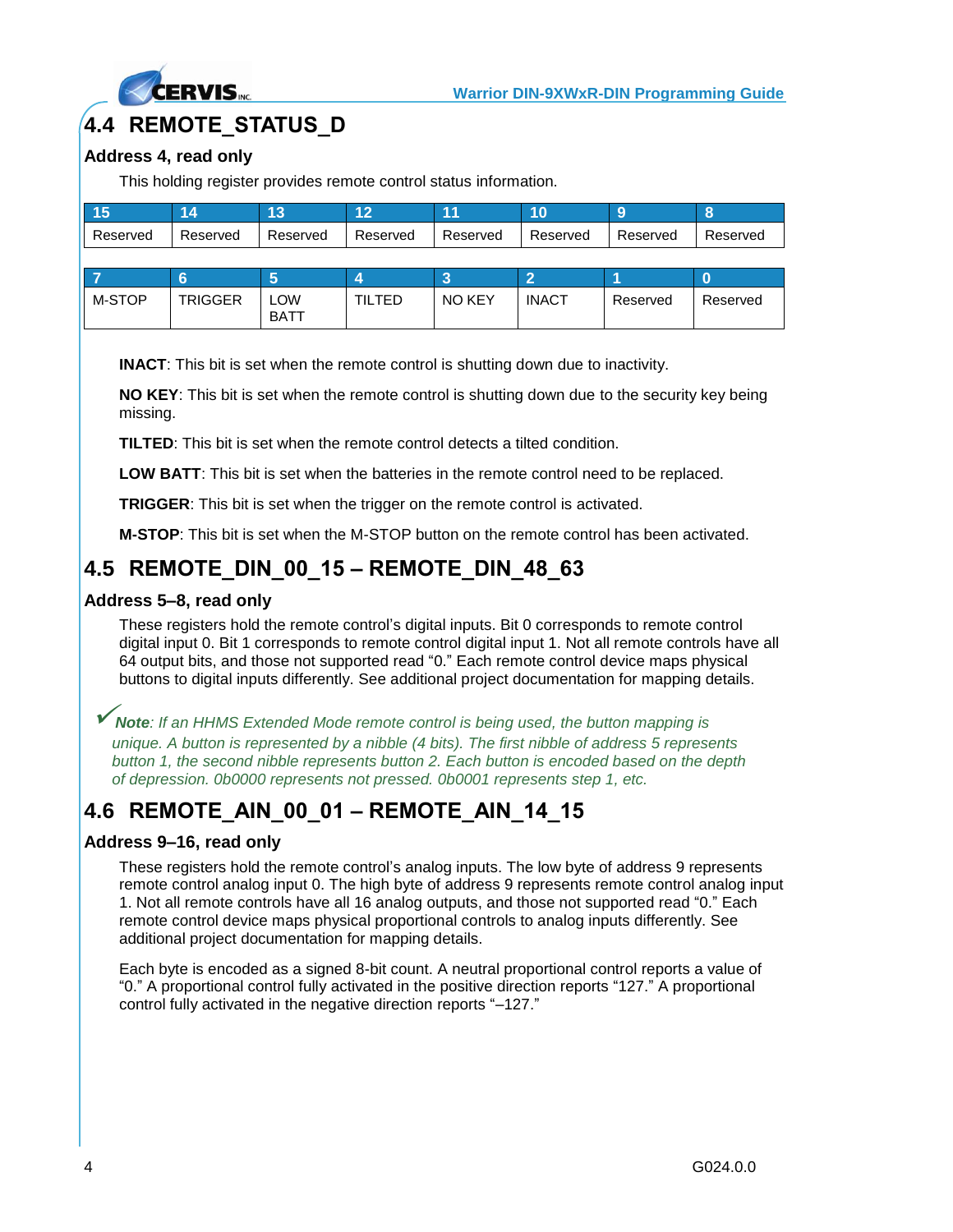## 4.4 REMOTE_STATUS_D

### Address 4, read only

This holding register provides remote control status information.

| 15 | 14 | 13 | 12 | 11 | 10 | 9 | 8 |
|---|---|---|---|---|---|---|---|
| Reserved | Reserved | Reserved | Reserved | Reserved | Reserved | Reserved | Reserved |

| 7 | 6 | 5 | 4 | 3 | 2 | 1 | 0 |
|---|---|---|---|---|---|---|---|
| M-STOP | TRIGGER | LOW BATT | TILTED | NO KEY | INACT | Reserved | Reserved |

**INACT**: This bit is set when the remote control is shutting down due to inactivity.

**NO KEY**: This bit is set when the remote control is shutting down due to the security key being missing.

**TILTED**: This bit is set when the remote control detects a tilted condition.

**LOW BATT**: This bit is set when the batteries in the remote control need to be replaced.

**TRIGGER**: This bit is set when the trigger on the remote control is activated.

**M-STOP**: This bit is set when the M-STOP button on the remote control has been activated.

## 4.5 REMOTE_DIN_00_15 – REMOTE_DIN_48_63

### Address 5–8, read only

These registers hold the remote control's digital inputs. Bit 0 corresponds to remote control digital input 0. Bit 1 corresponds to remote control digital input 1. Not all remote controls have all 64 output bits, and those not supported read "0." Each remote control device maps physical buttons to digital inputs differently. See additional project documentation for mapping details.

✓ ***Note**: If an HHMS Extended Mode remote control is being used, the button mapping is unique. A button is represented by a nibble (4 bits). The first nibble of address 5 represents button 1, the second nibble represents button 2. Each button is encoded based on the depth of depression. 0b0000 represents not pressed. 0b0001 represents step 1, etc.*

## 4.6 REMOTE_AIN_00_01 – REMOTE_AIN_14_15

### Address 9–16, read only

These registers hold the remote control's analog inputs. The low byte of address 9 represents remote control analog input 0. The high byte of address 9 represents remote control analog input 1. Not all remote controls have all 16 analog outputs, and those not supported read "0." Each remote control device maps physical proportional controls to analog inputs differently. See additional project documentation for mapping details.

Each byte is encoded as a signed 8-bit count. A neutral proportional control reports a value of "0." A proportional control fully activated in the positive direction reports "127." A proportional control fully activated in the negative direction reports "–127."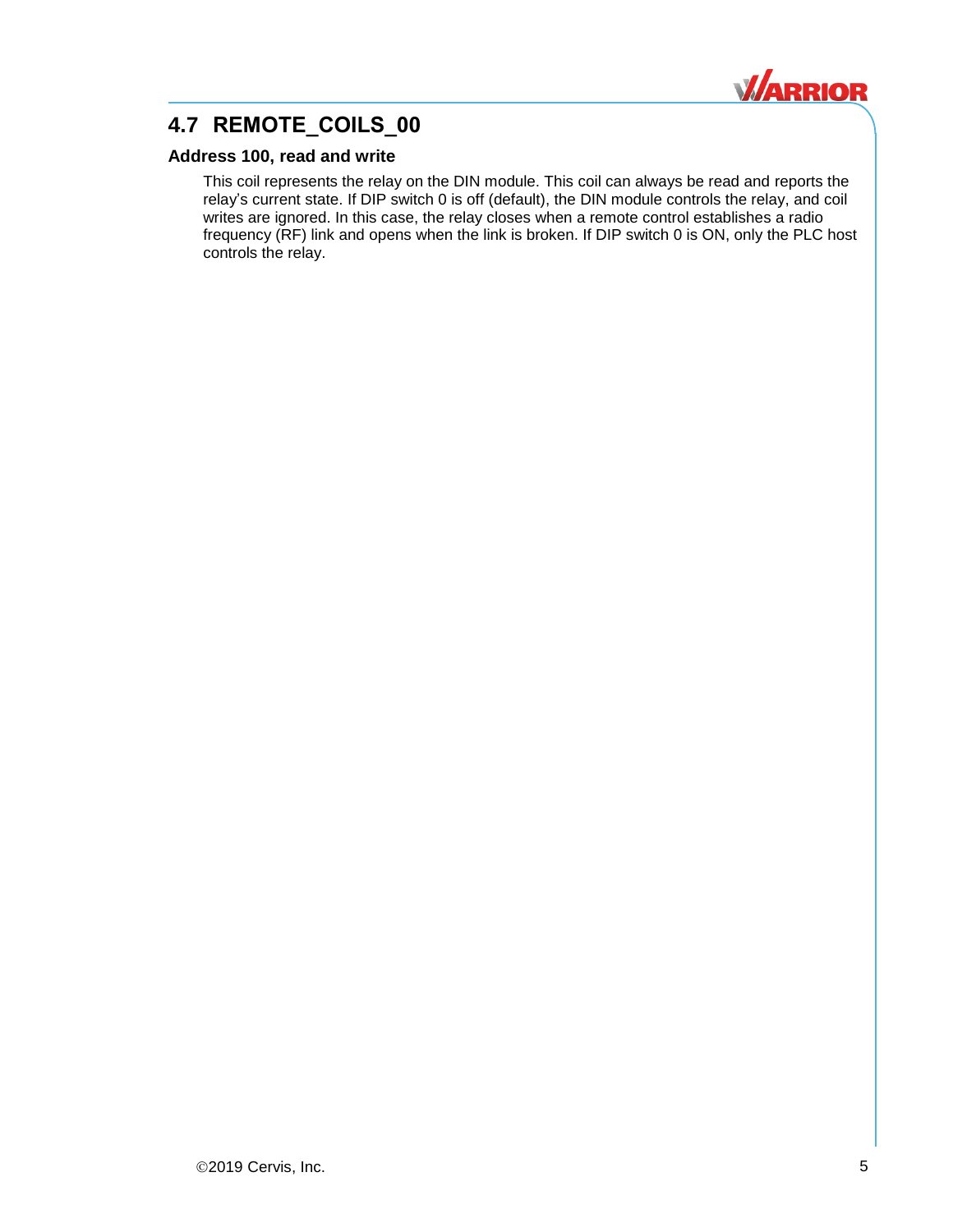## 4.7 REMOTE_COILS_00

### Address 100, read and write

This coil represents the relay on the DIN module. This coil can always be read and reports the relay's current state. If DIP switch 0 is off (default), the DIN module controls the relay, and coil writes are ignored. In this case, the relay closes when a remote control establishes a radio frequency (RF) link and opens when the link is broken. If DIP switch 0 is ON, only the PLC host controls the relay.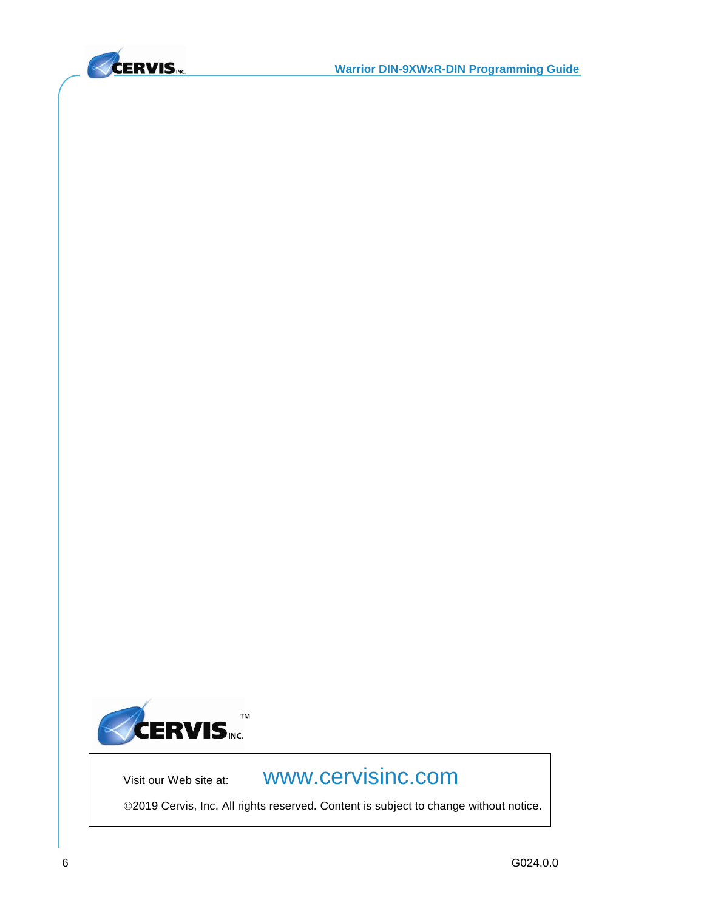CERVIS INC. ™

Visit our Web site at: www.cervisinc.com

©2019 Cervis, Inc. All rights reserved. Content is subject to change without notice.